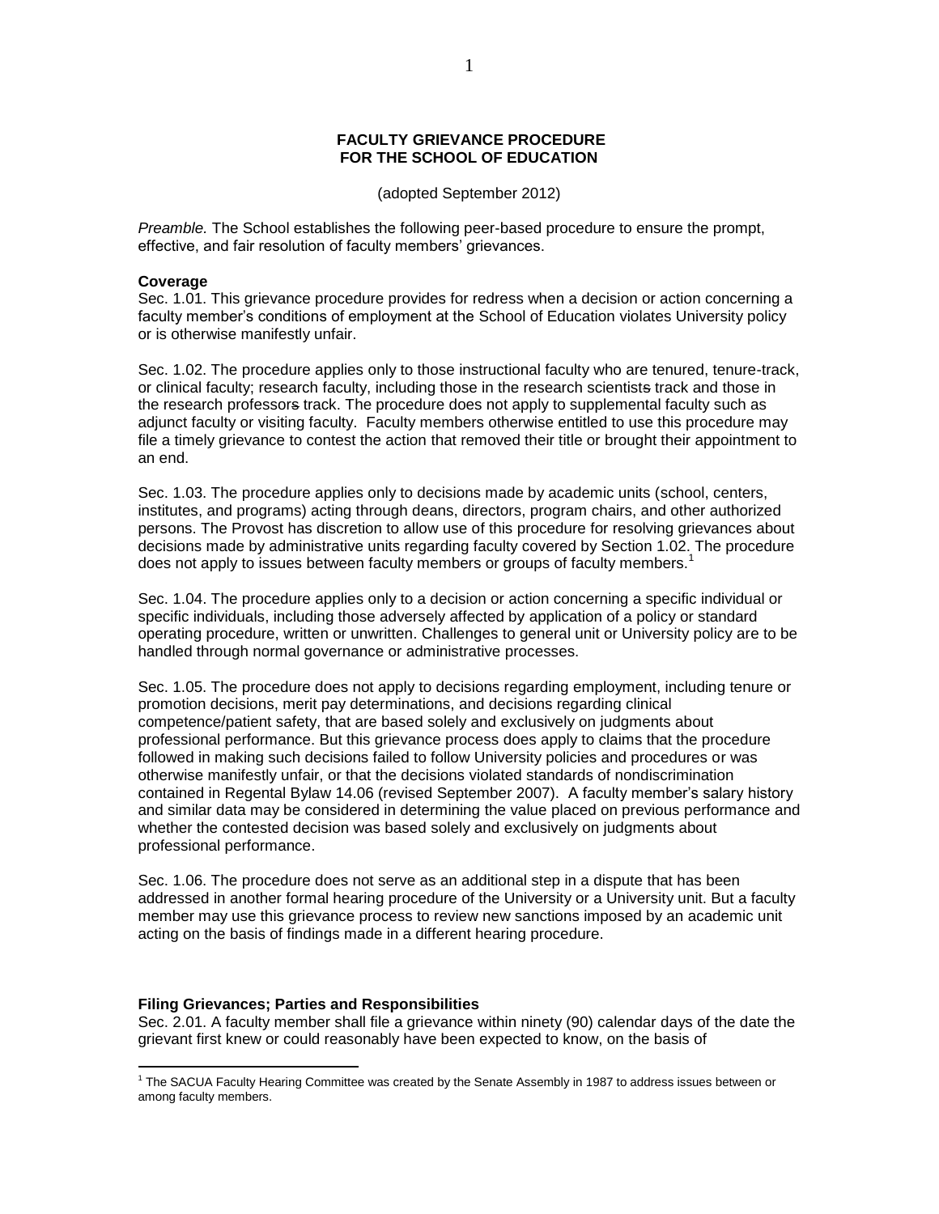# FACULTY GRIEVANCE PROCEDURE FOR THE SCHOOL OF EDUCATION

(adopted September 2012)

*Preamble.* The School establishes the following peer-based procedure to ensure the prompt, effective, and fair resolution of faculty members' grievances.

**Coverage**

Sec. 1.01. This grievance procedure provides for redress when a decision or action concerning a faculty member's conditions of employment at the School of Education violates University policy or is otherwise manifestly unfair.

Sec. 1.02. The procedure applies only to those instructional faculty who are tenured, tenure-track, or clinical faculty; research faculty, including those in the research scientists track and those in the research professors track. The procedure does not apply to supplemental faculty such as adjunct faculty or visiting faculty. Faculty members otherwise entitled to use this procedure may file a timely grievance to contest the action that removed their title or brought their appointment to an end.

Sec. 1.03. The procedure applies only to decisions made by academic units (school, centers, institutes, and programs) acting through deans, directors, program chairs, and other authorized persons. The Provost has discretion to allow use of this procedure for resolving grievances about decisions made by administrative units regarding faculty covered by Section 1.02. The procedure does not apply to issues between faculty members or groups of faculty members.[1]

Sec. 1.04. The procedure applies only to a decision or action concerning a specific individual or specific individuals, including those adversely affected by application of a policy or standard operating procedure, written or unwritten. Challenges to general unit or University policy are to be handled through normal governance or administrative processes.

Sec. 1.05. The procedure does not apply to decisions regarding employment, including tenure or promotion decisions, merit pay determinations, and decisions regarding clinical competence/patient safety, that are based solely and exclusively on judgments about professional performance. But this grievance process does apply to claims that the procedure followed in making such decisions failed to follow University policies and procedures or was otherwise manifestly unfair, or that the decisions violated standards of nondiscrimination contained in Regental Bylaw 14.06 (revised September 2007). A faculty member's salary history and similar data may be considered in determining the value placed on previous performance and whether the contested decision was based solely and exclusively on judgments about professional performance.

Sec. 1.06. The procedure does not serve as an additional step in a dispute that has been addressed in another formal hearing procedure of the University or a University unit. But a faculty member may use this grievance process to review new sanctions imposed by an academic unit acting on the basis of findings made in a different hearing procedure.

**Filing Grievances; Parties and Responsibilities**

Sec. 2.01. A faculty member shall file a grievance within ninety (90) calendar days of the date the grievant first knew or could reasonably have been expected to know, on the basis of

[1] The SACUA Faculty Hearing Committee was created by the Senate Assembly in 1987 to address issues between or among faculty members.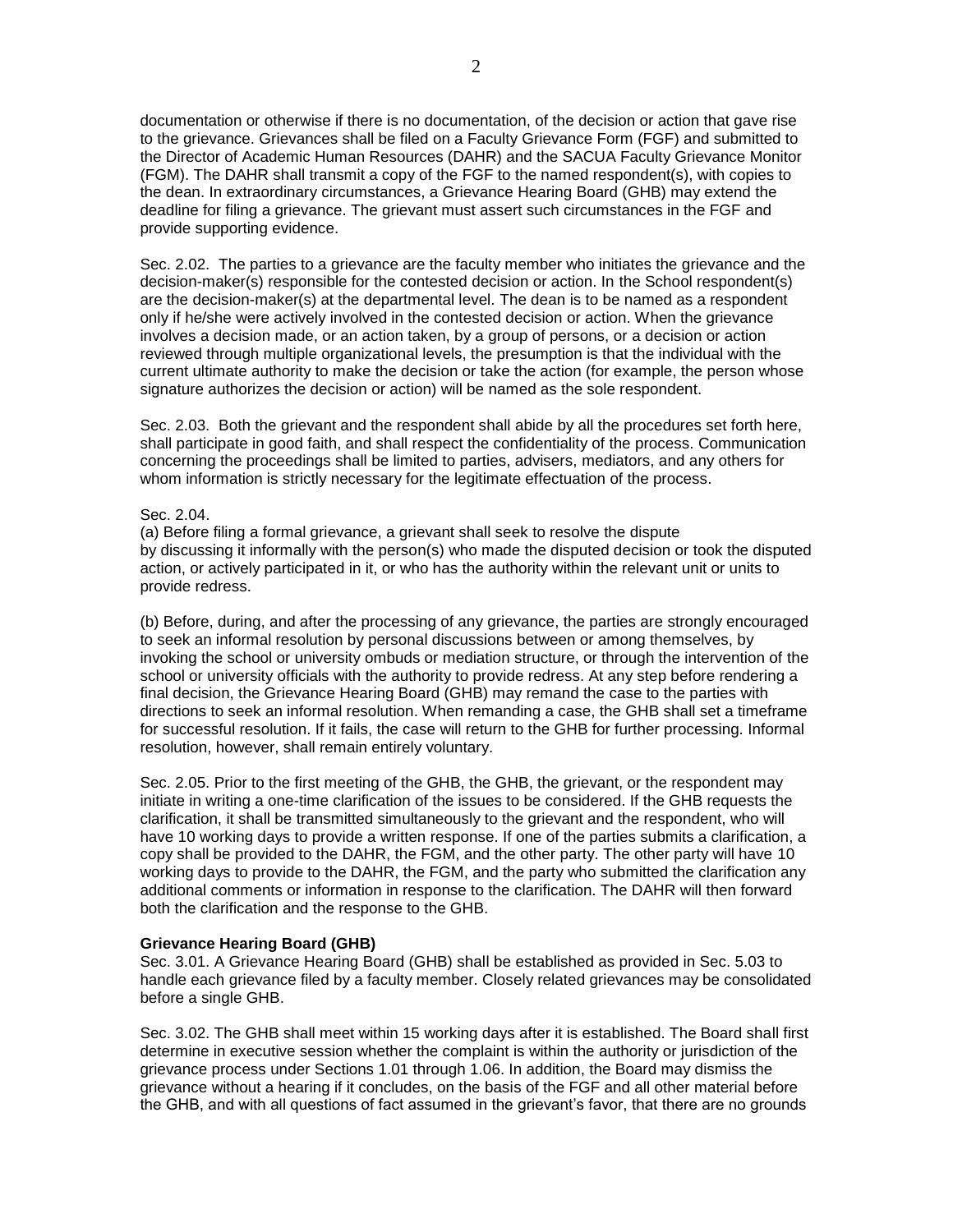documentation or otherwise if there is no documentation, of the decision or action that gave rise to the grievance. Grievances shall be filed on a Faculty Grievance Form (FGF) and submitted to the Director of Academic Human Resources (DAHR) and the SACUA Faculty Grievance Monitor (FGM). The DAHR shall transmit a copy of the FGF to the named respondent(s), with copies to the dean. In extraordinary circumstances, a Grievance Hearing Board (GHB) may extend the deadline for filing a grievance. The grievant must assert such circumstances in the FGF and provide supporting evidence.

Sec. 2.02. The parties to a grievance are the faculty member who initiates the grievance and the decision-maker(s) responsible for the contested decision or action. In the School respondent(s) are the decision-maker(s) at the departmental level. The dean is to be named as a respondent only if he/she were actively involved in the contested decision or action. When the grievance involves a decision made, or an action taken, by a group of persons, or a decision or action reviewed through multiple organizational levels, the presumption is that the individual with the current ultimate authority to make the decision or take the action (for example, the person whose signature authorizes the decision or action) will be named as the sole respondent.

Sec. 2.03. Both the grievant and the respondent shall abide by all the procedures set forth here, shall participate in good faith, and shall respect the confidentiality of the process. Communication concerning the proceedings shall be limited to parties, advisers, mediators, and any others for whom information is strictly necessary for the legitimate effectuation of the process.

Sec. 2.04.

(a) Before filing a formal grievance, a grievant shall seek to resolve the dispute by discussing it informally with the person(s) who made the disputed decision or took the disputed action, or actively participated in it, or who has the authority within the relevant unit or units to provide redress.

(b) Before, during, and after the processing of any grievance, the parties are strongly encouraged to seek an informal resolution by personal discussions between or among themselves, by invoking the school or university ombuds or mediation structure, or through the intervention of the school or university officials with the authority to provide redress. At any step before rendering a final decision, the Grievance Hearing Board (GHB) may remand the case to the parties with directions to seek an informal resolution. When remanding a case, the GHB shall set a timeframe for successful resolution. If it fails, the case will return to the GHB for further processing. Informal resolution, however, shall remain entirely voluntary.

Sec. 2.05. Prior to the first meeting of the GHB, the GHB, the grievant, or the respondent may initiate in writing a one-time clarification of the issues to be considered. If the GHB requests the clarification, it shall be transmitted simultaneously to the grievant and the respondent, who will have 10 working days to provide a written response. If one of the parties submits a clarification, a copy shall be provided to the DAHR, the FGM, and the other party. The other party will have 10 working days to provide to the DAHR, the FGM, and the party who submitted the clarification any additional comments or information in response to the clarification. The DAHR will then forward both the clarification and the response to the GHB.

**Grievance Hearing Board (GHB)**

Sec. 3.01. A Grievance Hearing Board (GHB) shall be established as provided in Sec. 5.03 to handle each grievance filed by a faculty member. Closely related grievances may be consolidated before a single GHB.

Sec. 3.02. The GHB shall meet within 15 working days after it is established. The Board shall first determine in executive session whether the complaint is within the authority or jurisdiction of the grievance process under Sections 1.01 through 1.06. In addition, the Board may dismiss the grievance without a hearing if it concludes, on the basis of the FGF and all other material before the GHB, and with all questions of fact assumed in the grievant's favor, that there are no grounds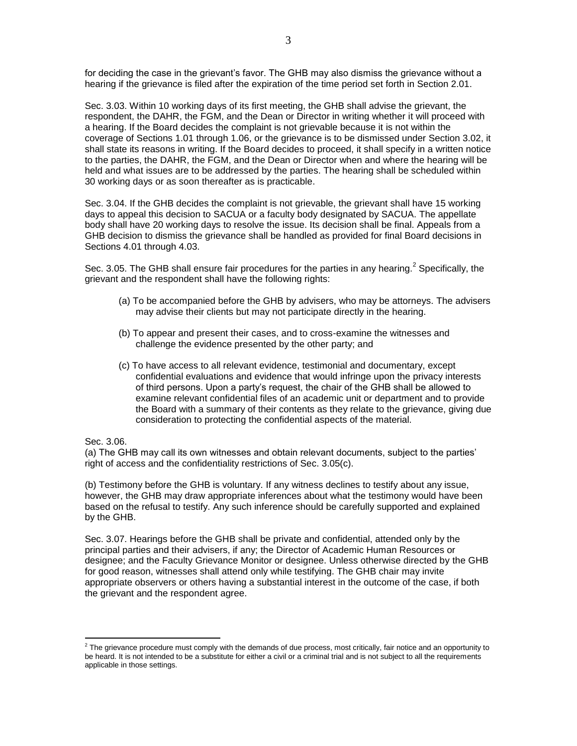for deciding the case in the grievant's favor. The GHB may also dismiss the grievance without a hearing if the grievance is filed after the expiration of the time period set forth in Section 2.01.

Sec. 3.03. Within 10 working days of its first meeting, the GHB shall advise the grievant, the respondent, the DAHR, the FGM, and the Dean or Director in writing whether it will proceed with a hearing. If the Board decides the complaint is not grievable because it is not within the coverage of Sections 1.01 through 1.06, or the grievance is to be dismissed under Section 3.02, it shall state its reasons in writing. If the Board decides to proceed, it shall specify in a written notice to the parties, the DAHR, the FGM, and the Dean or Director when and where the hearing will be held and what issues are to be addressed by the parties. The hearing shall be scheduled within 30 working days or as soon thereafter as is practicable.

Sec. 3.04. If the GHB decides the complaint is not grievable, the grievant shall have 15 working days to appeal this decision to SACUA or a faculty body designated by SACUA. The appellate body shall have 20 working days to resolve the issue. Its decision shall be final. Appeals from a GHB decision to dismiss the grievance shall be handled as provided for final Board decisions in Sections 4.01 through 4.03.

Sec. 3.05. The GHB shall ensure fair procedures for the parties in any hearing.[2] Specifically, the grievant and the respondent shall have the following rights:

(a) To be accompanied before the GHB by advisers, who may be attorneys. The advisers may advise their clients but may not participate directly in the hearing.

(b) To appear and present their cases, and to cross-examine the witnesses and challenge the evidence presented by the other party; and

(c) To have access to all relevant evidence, testimonial and documentary, except confidential evaluations and evidence that would infringe upon the privacy interests of third persons. Upon a party's request, the chair of the GHB shall be allowed to examine relevant confidential files of an academic unit or department and to provide the Board with a summary of their contents as they relate to the grievance, giving due consideration to protecting the confidential aspects of the material.

Sec. 3.06.

(a) The GHB may call its own witnesses and obtain relevant documents, subject to the parties' right of access and the confidentiality restrictions of Sec. 3.05(c).

(b) Testimony before the GHB is voluntary. If any witness declines to testify about any issue, however, the GHB may draw appropriate inferences about what the testimony would have been based on the refusal to testify. Any such inference should be carefully supported and explained by the GHB.

Sec. 3.07. Hearings before the GHB shall be private and confidential, attended only by the principal parties and their advisers, if any; the Director of Academic Human Resources or designee; and the Faculty Grievance Monitor or designee. Unless otherwise directed by the GHB for good reason, witnesses shall attend only while testifying. The GHB chair may invite appropriate observers or others having a substantial interest in the outcome of the case, if both the grievant and the respondent agree.

---

[2] The grievance procedure must comply with the demands of due process, most critically, fair notice and an opportunity to be heard. It is not intended to be a substitute for either a civil or a criminal trial and is not subject to all the requirements applicable in those settings.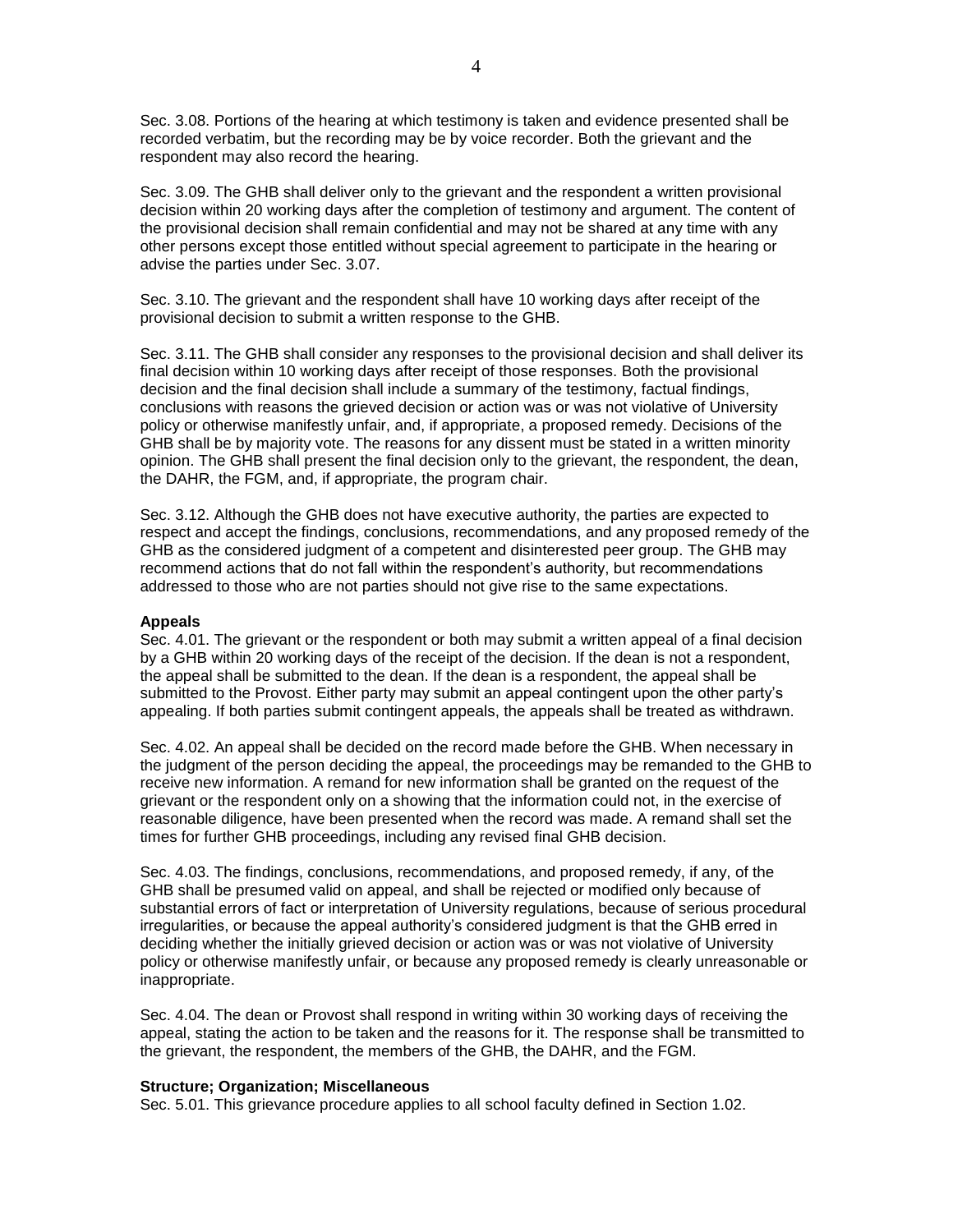Sec. 3.08. Portions of the hearing at which testimony is taken and evidence presented shall be recorded verbatim, but the recording may be by voice recorder. Both the grievant and the respondent may also record the hearing.

Sec. 3.09. The GHB shall deliver only to the grievant and the respondent a written provisional decision within 20 working days after the completion of testimony and argument. The content of the provisional decision shall remain confidential and may not be shared at any time with any other persons except those entitled without special agreement to participate in the hearing or advise the parties under Sec. 3.07.

Sec. 3.10. The grievant and the respondent shall have 10 working days after receipt of the provisional decision to submit a written response to the GHB.

Sec. 3.11. The GHB shall consider any responses to the provisional decision and shall deliver its final decision within 10 working days after receipt of those responses. Both the provisional decision and the final decision shall include a summary of the testimony, factual findings, conclusions with reasons the grieved decision or action was or was not violative of University policy or otherwise manifestly unfair, and, if appropriate, a proposed remedy. Decisions of the GHB shall be by majority vote. The reasons for any dissent must be stated in a written minority opinion. The GHB shall present the final decision only to the grievant, the respondent, the dean, the DAHR, the FGM, and, if appropriate, the program chair.

Sec. 3.12. Although the GHB does not have executive authority, the parties are expected to respect and accept the findings, conclusions, recommendations, and any proposed remedy of the GHB as the considered judgment of a competent and disinterested peer group. The GHB may recommend actions that do not fall within the respondent's authority, but recommendations addressed to those who are not parties should not give rise to the same expectations.

**Appeals**

Sec. 4.01. The grievant or the respondent or both may submit a written appeal of a final decision by a GHB within 20 working days of the receipt of the decision. If the dean is not a respondent, the appeal shall be submitted to the dean. If the dean is a respondent, the appeal shall be submitted to the Provost. Either party may submit an appeal contingent upon the other party's appealing. If both parties submit contingent appeals, the appeals shall be treated as withdrawn.

Sec. 4.02. An appeal shall be decided on the record made before the GHB. When necessary in the judgment of the person deciding the appeal, the proceedings may be remanded to the GHB to receive new information. A remand for new information shall be granted on the request of the grievant or the respondent only on a showing that the information could not, in the exercise of reasonable diligence, have been presented when the record was made. A remand shall set the times for further GHB proceedings, including any revised final GHB decision.

Sec. 4.03. The findings, conclusions, recommendations, and proposed remedy, if any, of the GHB shall be presumed valid on appeal, and shall be rejected or modified only because of substantial errors of fact or interpretation of University regulations, because of serious procedural irregularities, or because the appeal authority's considered judgment is that the GHB erred in deciding whether the initially grieved decision or action was or was not violative of University policy or otherwise manifestly unfair, or because any proposed remedy is clearly unreasonable or inappropriate.

Sec. 4.04. The dean or Provost shall respond in writing within 30 working days of receiving the appeal, stating the action to be taken and the reasons for it. The response shall be transmitted to the grievant, the respondent, the members of the GHB, the DAHR, and the FGM.

**Structure; Organization; Miscellaneous**

Sec. 5.01. This grievance procedure applies to all school faculty defined in Section 1.02.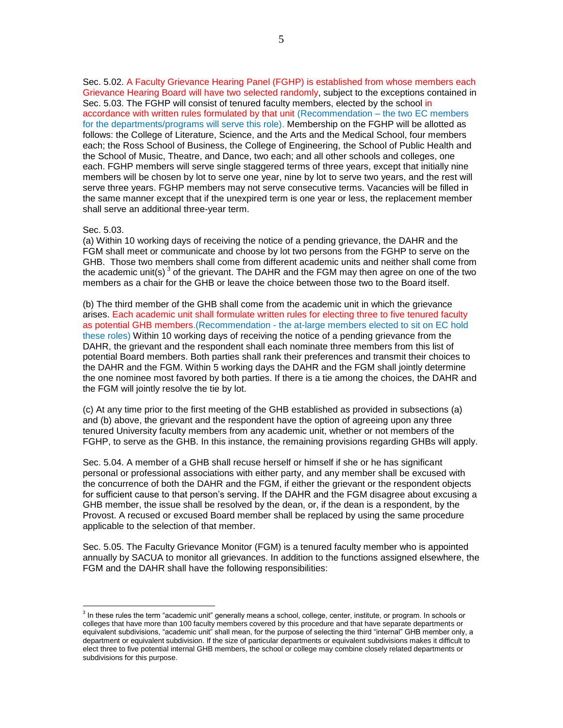Sec. 5.02. A Faculty Grievance Hearing Panel (FGHP) is established from whose members each Grievance Hearing Board will have two selected randomly, subject to the exceptions contained in Sec. 5.03. The FGHP will consist of tenured faculty members, elected by the school in accordance with written rules formulated by that unit (Recommendation – the two EC members for the departments/programs will serve this role). Membership on the FGHP will be allotted as follows: the College of Literature, Science, and the Arts and the Medical School, four members each; the Ross School of Business, the College of Engineering, the School of Public Health and the School of Music, Theatre, and Dance, two each; and all other schools and colleges, one each. FGHP members will serve single staggered terms of three years, except that initially nine members will be chosen by lot to serve one year, nine by lot to serve two years, and the rest will serve three years. FGHP members may not serve consecutive terms. Vacancies will be filled in the same manner except that if the unexpired term is one year or less, the replacement member shall serve an additional three-year term.

Sec. 5.03.

(a) Within 10 working days of receiving the notice of a pending grievance, the DAHR and the FGM shall meet or communicate and choose by lot two persons from the FGHP to serve on the GHB. Those two members shall come from different academic units and neither shall come from the academic unit(s) [3] of the grievant. The DAHR and the FGM may then agree on one of the two members as a chair for the GHB or leave the choice between those two to the Board itself.

(b) The third member of the GHB shall come from the academic unit in which the grievance arises. Each academic unit shall formulate written rules for electing three to five tenured faculty as potential GHB members.(Recommendation - the at-large members elected to sit on EC hold these roles) Within 10 working days of receiving the notice of a pending grievance from the DAHR, the grievant and the respondent shall each nominate three members from this list of potential Board members. Both parties shall rank their preferences and transmit their choices to the DAHR and the FGM. Within 5 working days the DAHR and the FGM shall jointly determine the one nominee most favored by both parties. If there is a tie among the choices, the DAHR and the FGM will jointly resolve the tie by lot.

(c) At any time prior to the first meeting of the GHB established as provided in subsections (a) and (b) above, the grievant and the respondent have the option of agreeing upon any three tenured University faculty members from any academic unit, whether or not members of the FGHP, to serve as the GHB. In this instance, the remaining provisions regarding GHBs will apply.

Sec. 5.04. A member of a GHB shall recuse herself or himself if she or he has significant personal or professional associations with either party, and any member shall be excused with the concurrence of both the DAHR and the FGM, if either the grievant or the respondent objects for sufficient cause to that person's serving. If the DAHR and the FGM disagree about excusing a GHB member, the issue shall be resolved by the dean, or, if the dean is a respondent, by the Provost. A recused or excused Board member shall be replaced by using the same procedure applicable to the selection of that member.

Sec. 5.05. The Faculty Grievance Monitor (FGM) is a tenured faculty member who is appointed annually by SACUA to monitor all grievances. In addition to the functions assigned elsewhere, the FGM and the DAHR shall have the following responsibilities:

---

[3] In these rules the term "academic unit" generally means a school, college, center, institute, or program. In schools or colleges that have more than 100 faculty members covered by this procedure and that have separate departments or equivalent subdivisions, "academic unit" shall mean, for the purpose of selecting the third "internal" GHB member only, a department or equivalent subdivision. If the size of particular departments or equivalent subdivisions makes it difficult to elect three to five potential internal GHB members, the school or college may combine closely related departments or subdivisions for this purpose.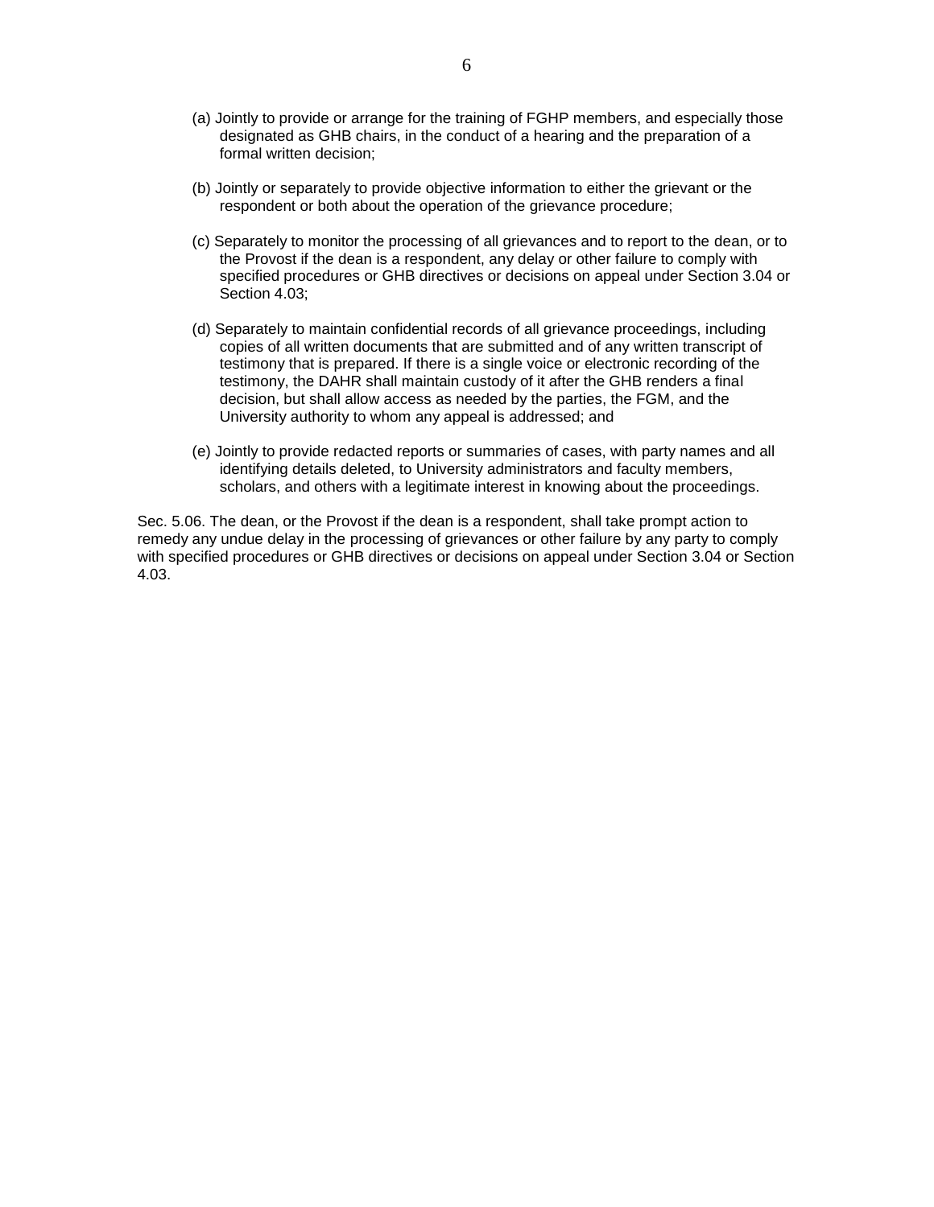(a) Jointly to provide or arrange for the training of FGHP members, and especially those designated as GHB chairs, in the conduct of a hearing and the preparation of a formal written decision;

(b) Jointly or separately to provide objective information to either the grievant or the respondent or both about the operation of the grievance procedure;

(c) Separately to monitor the processing of all grievances and to report to the dean, or to the Provost if the dean is a respondent, any delay or other failure to comply with specified procedures or GHB directives or decisions on appeal under Section 3.04 or Section 4.03;

(d) Separately to maintain confidential records of all grievance proceedings, including copies of all written documents that are submitted and of any written transcript of testimony that is prepared. If there is a single voice or electronic recording of the testimony, the DAHR shall maintain custody of it after the GHB renders a final decision, but shall allow access as needed by the parties, the FGM, and the University authority to whom any appeal is addressed; and

(e) Jointly to provide redacted reports or summaries of cases, with party names and all identifying details deleted, to University administrators and faculty members, scholars, and others with a legitimate interest in knowing about the proceedings.

Sec. 5.06. The dean, or the Provost if the dean is a respondent, shall take prompt action to remedy any undue delay in the processing of grievances or other failure by any party to comply with specified procedures or GHB directives or decisions on appeal under Section 3.04 or Section 4.03.